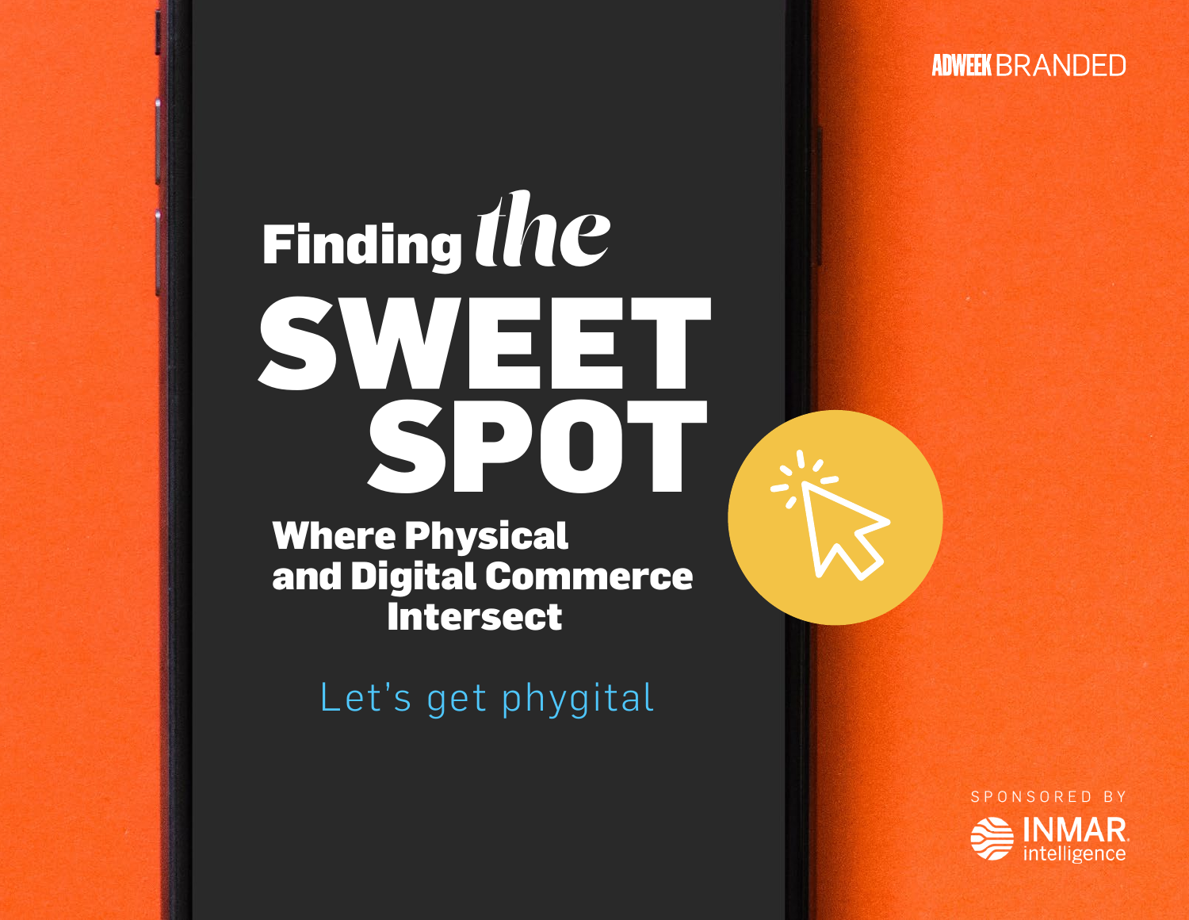ADWEEK BRANDED

# Finding the SWEET SPOT

## Where Physical and Digital Commerce Intersect

Let's get phygital

SPONSORED BY

INMAR intelligence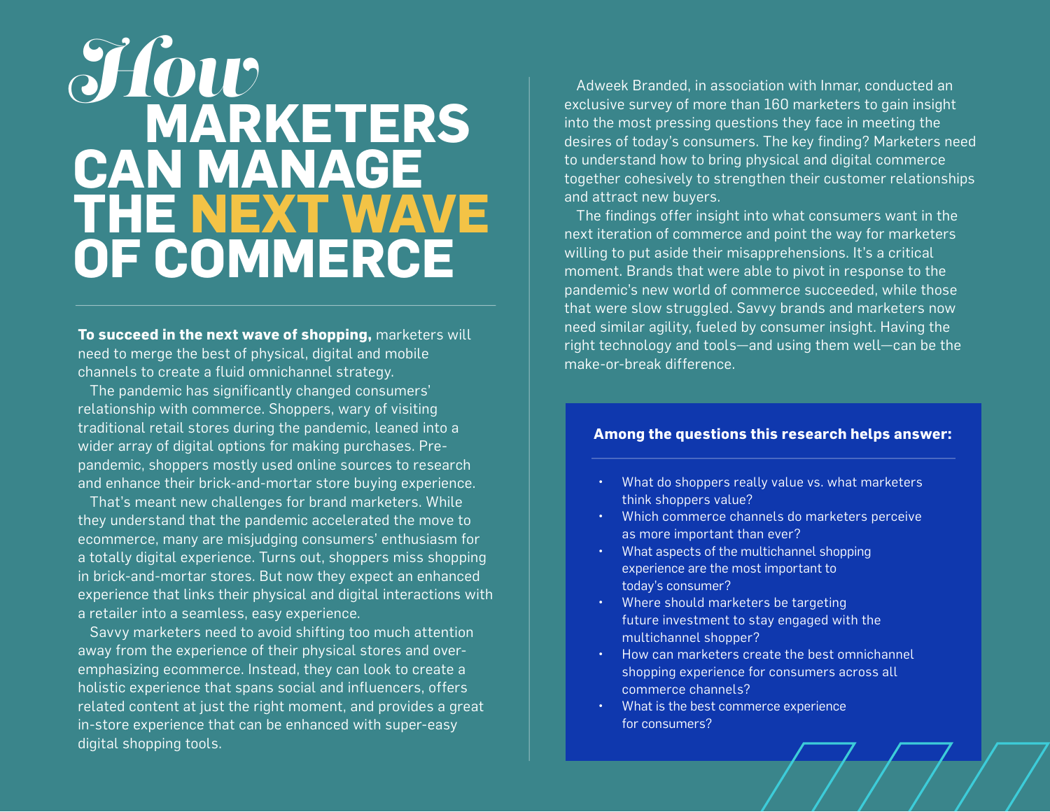# How Marketers Can Manage the Next Wave of Commerce

**To succeed in the next wave of shopping,** marketers will need to merge the best of physical, digital and mobile channels to create a fluid omnichannel strategy.

The pandemic has significantly changed consumers' relationship with commerce. Shoppers, wary of visiting traditional retail stores during the pandemic, leaned into a wider array of digital options for making purchases. Pre-pandemic, shoppers mostly used online sources to research and enhance their brick-and-mortar store buying experience.

That's meant new challenges for brand marketers. While they understand that the pandemic accelerated the move to ecommerce, many are misjudging consumers' enthusiasm for a totally digital experience. Turns out, shoppers miss shopping in brick-and-mortar stores. But now they expect an enhanced experience that links their physical and digital interactions with a retailer into a seamless, easy experience.

Savvy marketers need to avoid shifting too much attention away from the experience of their physical stores and over-emphasizing ecommerce. Instead, they can look to create a holistic experience that spans social and influencers, offers related content at just the right moment, and provides a great in-store experience that can be enhanced with super-easy digital shopping tools.

Adweek Branded, in association with Inmar, conducted an exclusive survey of more than 160 marketers to gain insight into the most pressing questions they face in meeting the desires of today's consumers. The key finding? Marketers need to understand how to bring physical and digital commerce together cohesively to strengthen their customer relationships and attract new buyers.

The findings offer insight into what consumers want in the next iteration of commerce and point the way for marketers willing to put aside their misapprehensions. It's a critical moment. Brands that were able to pivot in response to the pandemic's new world of commerce succeeded, while those that were slow struggled. Savvy brands and marketers now need similar agility, fueled by consumer insight. Having the right technology and tools—and using them well—can be the make-or-break difference.

**Among the questions this research helps answer:**

- What do shoppers really value vs. what marketers think shoppers value?
- Which commerce channels do marketers perceive as more important than ever?
- What aspects of the multichannel shopping experience are the most important to today's consumer?
- Where should marketers be targeting future investment to stay engaged with the multichannel shopper?
- How can marketers create the best omnichannel shopping experience for consumers across all commerce channels?
- What is the best commerce experience for consumers?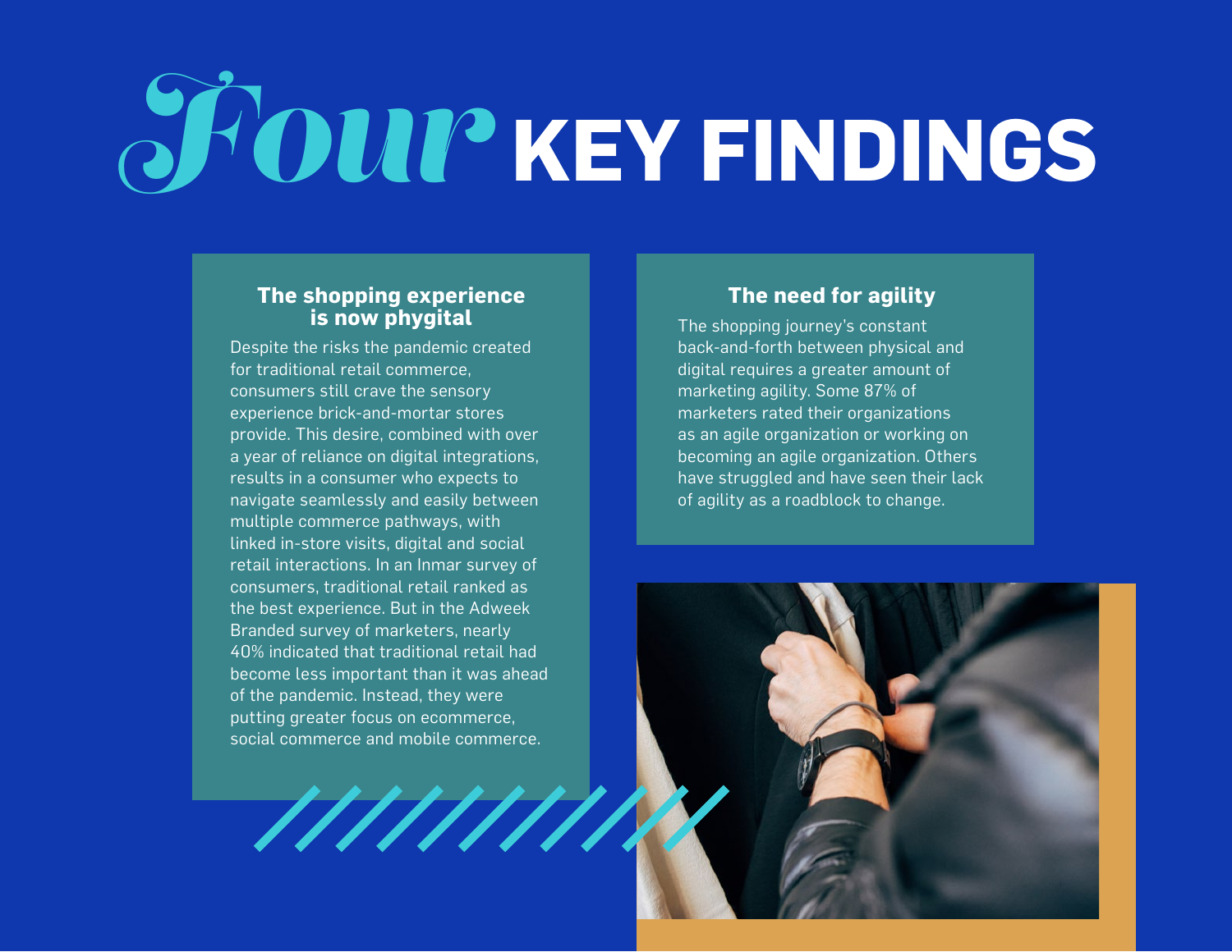# Four KEY FINDINGS

## The shopping experience is now phygital

Despite the risks the pandemic created for traditional retail commerce, consumers still crave the sensory experience brick-and-mortar stores provide. This desire, combined with over a year of reliance on digital integrations, results in a consumer who expects to navigate seamlessly and easily between multiple commerce pathways, with linked in-store visits, digital and social retail interactions. In an Inmar survey of consumers, traditional retail ranked as the best experience. But in the Adweek Branded survey of marketers, nearly 40% indicated that traditional retail had become less important than it was ahead of the pandemic. Instead, they were putting greater focus on ecommerce, social commerce and mobile commerce.

## The need for agility

The shopping journey's constant back-and-forth between physical and digital requires a greater amount of marketing agility. Some 87% of marketers rated their organizations as an agile organization or working on becoming an agile organization. Others have struggled and have seen their lack of agility as a roadblock to change.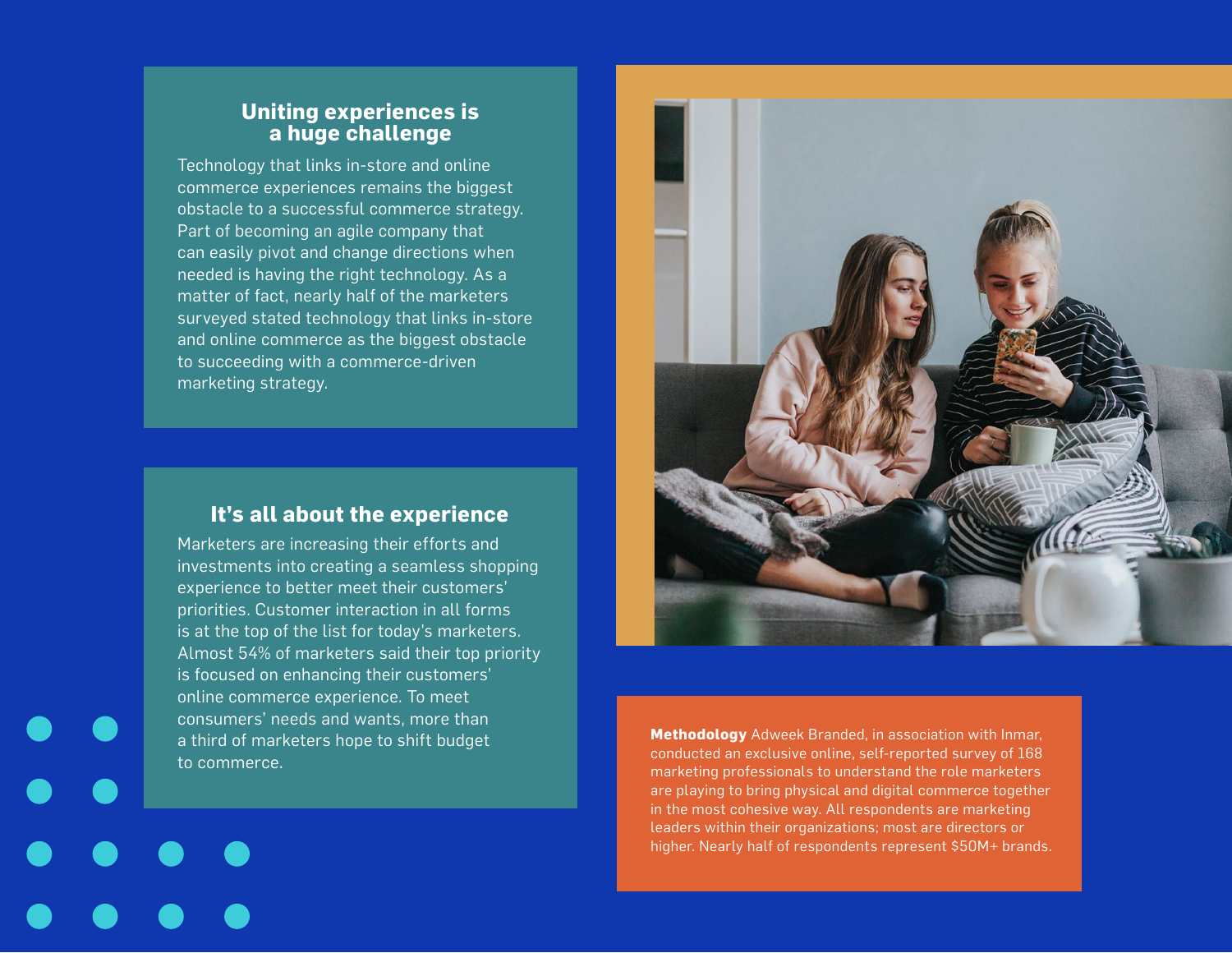## Uniting experiences is a huge challenge

Technology that links in-store and online commerce experiences remains the biggest obstacle to a successful commerce strategy. Part of becoming an agile company that can easily pivot and change directions when needed is having the right technology. As a matter of fact, nearly half of the marketers surveyed stated technology that links in-store and online commerce as the biggest obstacle to succeeding with a commerce-driven marketing strategy.

## It's all about the experience

Marketers are increasing their efforts and investments into creating a seamless shopping experience to better meet their customers' priorities. Customer interaction in all forms is at the top of the list for today's marketers. Almost 54% of marketers said their top priority is focused on enhancing their customers' online commerce experience. To meet consumers' needs and wants, more than a third of marketers hope to shift budget to commerce.

**Methodology** Adweek Branded, in association with Inmar, conducted an exclusive online, self-reported survey of 168 marketing professionals to understand the role marketers are playing to bring physical and digital commerce together in the most cohesive way. All respondents are marketing leaders within their organizations; most are directors or higher. Nearly half of respondents represent $50M+ brands.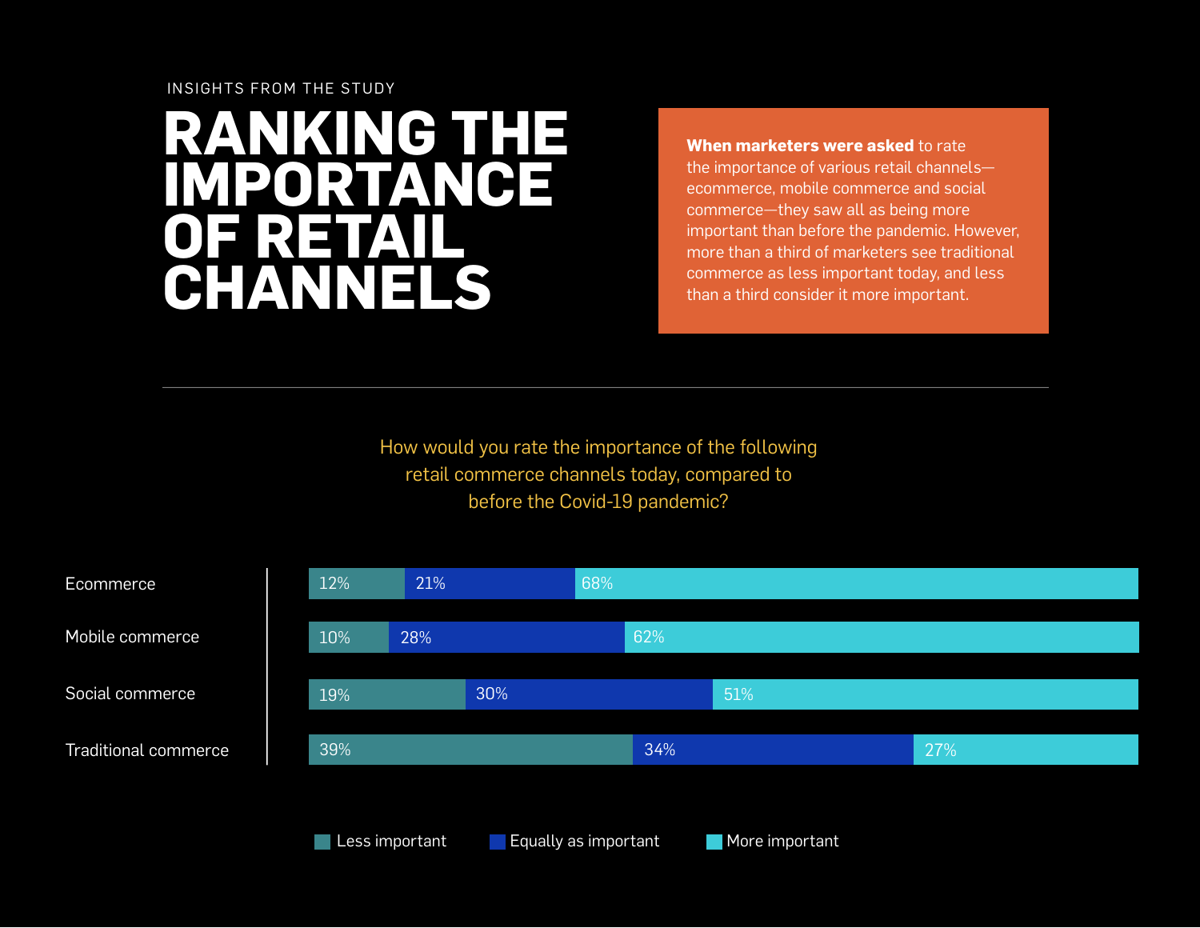INSIGHTS FROM THE STUDY

# RANKING THE IMPORTANCE OF RETAIL CHANNELS

**When marketers were asked** to rate the importance of various retail channels—ecommerce, mobile commerce and social commerce—they saw all as being more important than before the pandemic. However, more than a third of marketers see traditional commerce as less important today, and less than a third consider it more important.

---

How would you rate the importance of the following retail commerce channels today, compared to before the Covid-19 pandemic?

| Channel | Less important | Equally as important | More important |
|---|---|---|---|
| Ecommerce | 12% | 21% | 68% |
| Mobile commerce | 10% | 28% | 62% |
| Social commerce | 19% | 30% | 51% |
| Traditional commerce | 39% | 34% | 27% |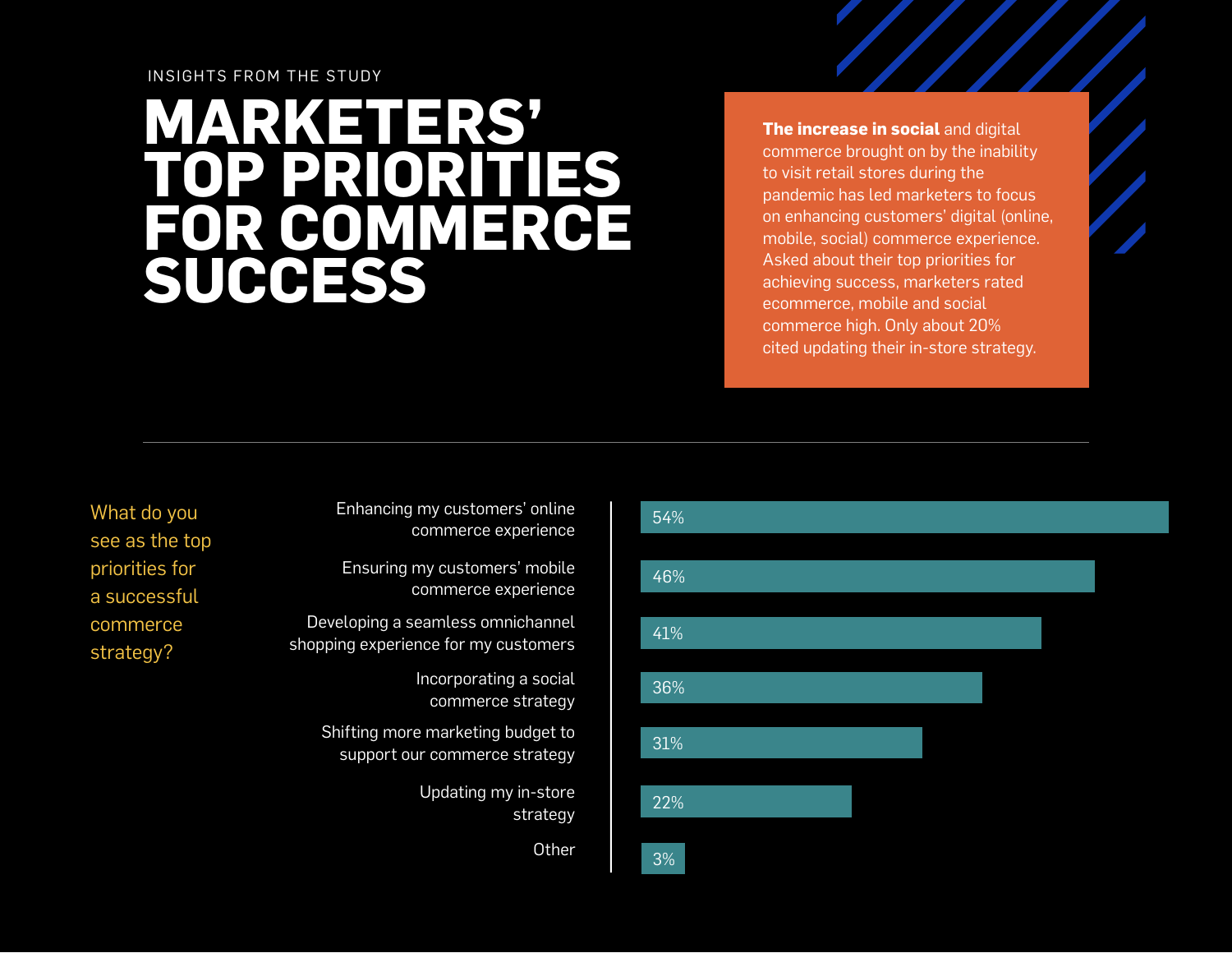INSIGHTS FROM THE STUDY

# MARKETERS' TOP PRIORITIES FOR COMMERCE SUCCESS

**The increase in social** and digital commerce brought on by the inability to visit retail stores during the pandemic has led marketers to focus on enhancing customers' digital (online, mobile, social) commerce experience. Asked about their top priorities for achieving success, marketers rated ecommerce, mobile and social commerce high. Only about 20% cited updating their in-store strategy.

What do you see as the top priorities for a successful commerce strategy?

| Priority | % |
|---|---|
| Enhancing my customers' online commerce experience | 54% |
| Ensuring my customers' mobile commerce experience | 46% |
| Developing a seamless omnichannel shopping experience for my customers | 41% |
| Incorporating a social commerce strategy | 36% |
| Shifting more marketing budget to support our commerce strategy | 31% |
| Updating my in-store strategy | 22% |
| Other | 3% |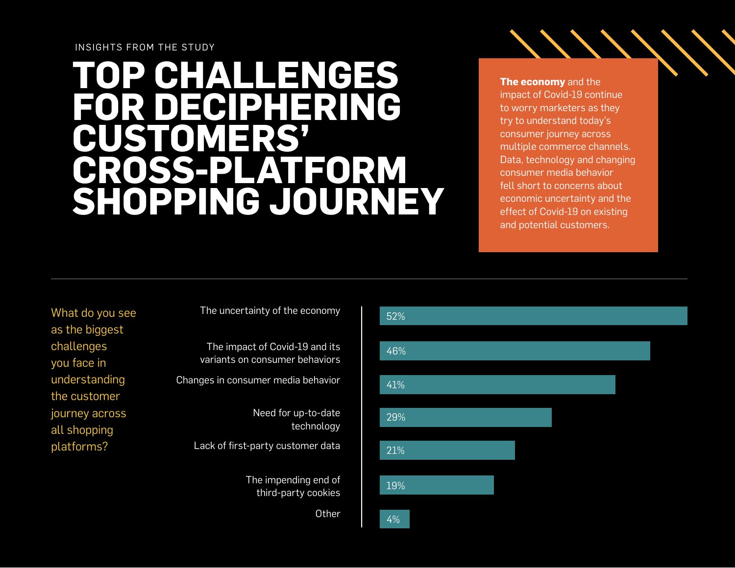INSIGHTS FROM THE STUDY

# TOP CHALLENGES FOR DECIPHERING CUSTOMERS' CROSS-PLATFORM SHOPPING JOURNEY

**The economy** and the impact of Covid-19 continue to worry marketers as they try to understand today's consumer journey across multiple commerce channels. Data, technology and changing consumer media behavior fell short to concerns about economic uncertainty and the effect of Covid-19 on existing and potential customers.

What do you see as the biggest challenges you face in understanding the customer journey across all shopping platforms?

| Challenge | Percentage |
| --- | --- |
| The uncertainty of the economy | 52% |
| The impact of Covid-19 and its variants on consumer behaviors | 46% |
| Changes in consumer media behavior | 41% |
| Need for up-to-date technology | 29% |
| Lack of first-party customer data | 21% |
| The impending end of third-party cookies | 19% |
| Other | 4% |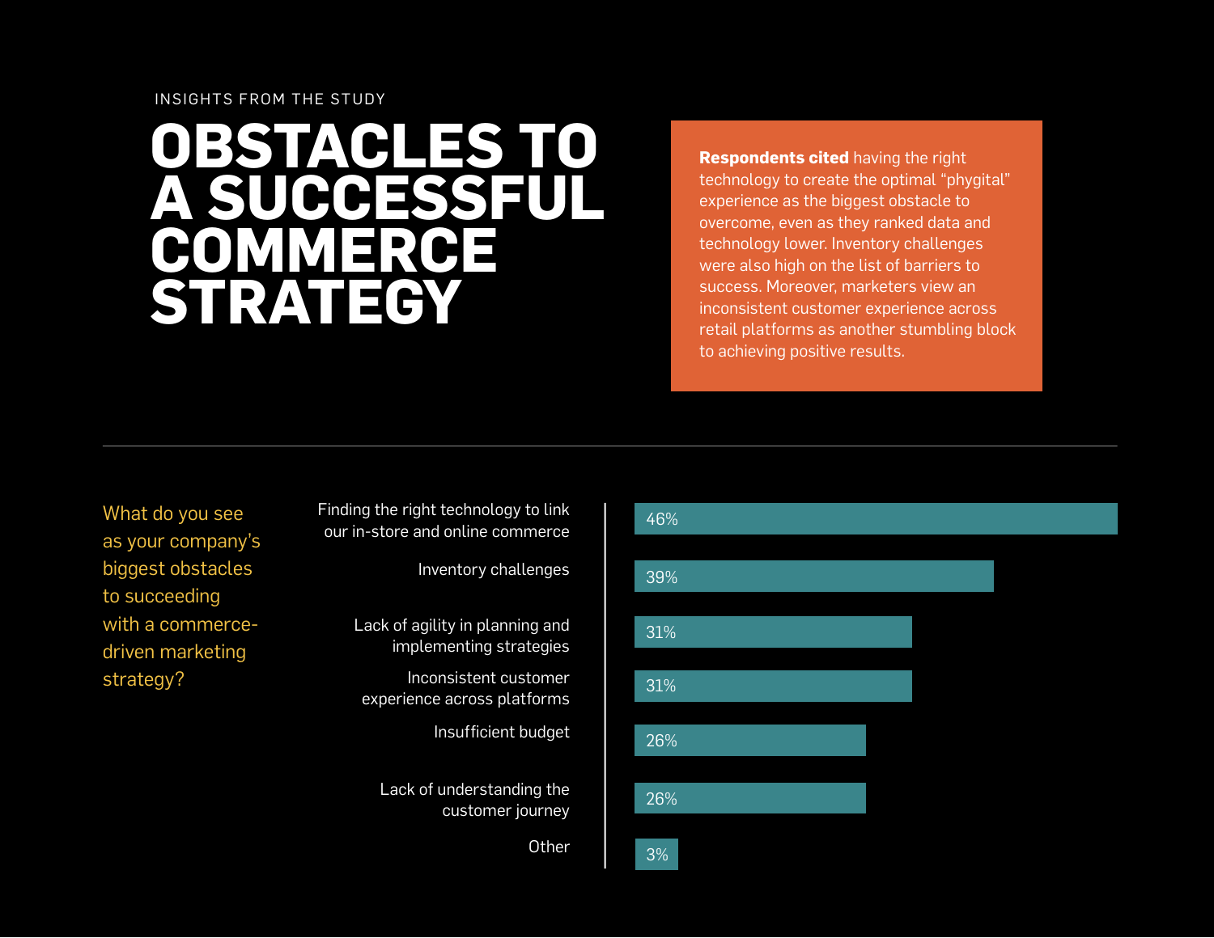INSIGHTS FROM THE STUDY

# OBSTACLES TO A SUCCESSFUL COMMERCE STRATEGY

**Respondents cited** having the right technology to create the optimal "phygital" experience as the biggest obstacle to overcome, even as they ranked data and technology lower. Inventory challenges were also high on the list of barriers to success. Moreover, marketers view an inconsistent customer experience across retail platforms as another stumbling block to achieving positive results.

What do you see as your company's biggest obstacles to succeeding with a commerce-driven marketing strategy?

| Obstacle | % |
|---|---|
| Finding the right technology to link our in-store and online commerce | 46% |
| Inventory challenges | 39% |
| Lack of agility in planning and implementing strategies | 31% |
| Inconsistent customer experience across platforms | 31% |
| Insufficient budget | 26% |
| Lack of understanding the customer journey | 26% |
| Other | 3% |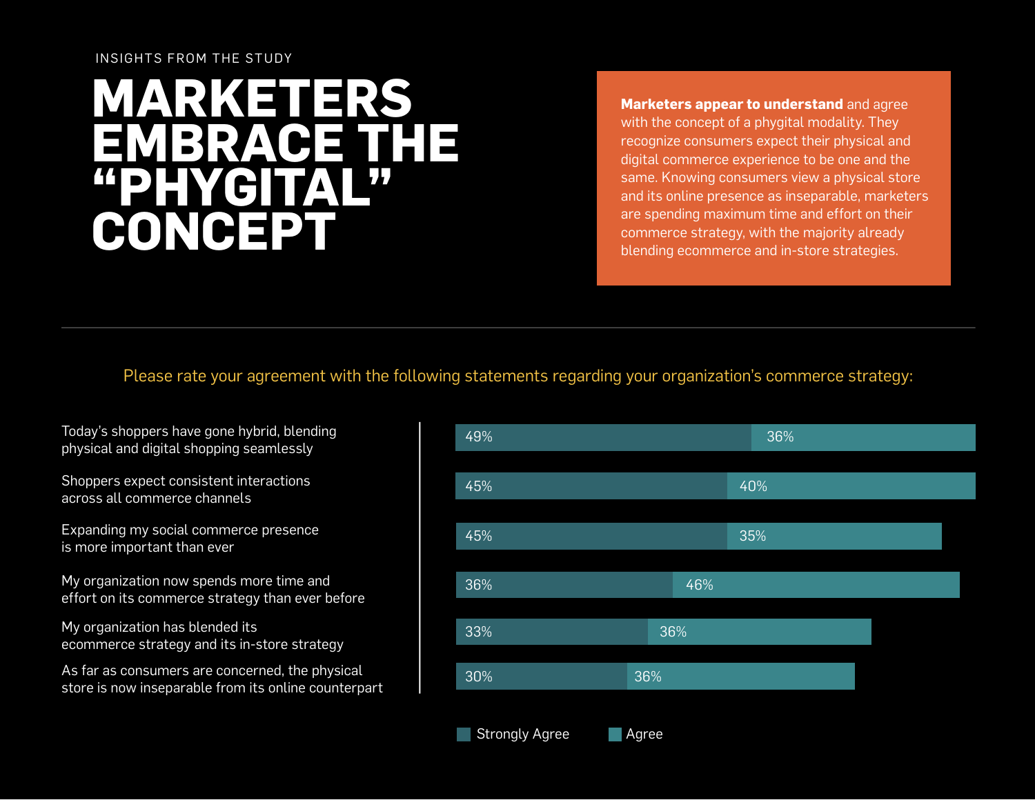INSIGHTS FROM THE STUDY

# MARKETERS EMBRACE THE "PHYGITAL" CONCEPT

**Marketers appear to understand** and agree with the concept of a phygital modality. They recognize consumers expect their physical and digital commerce experience to be one and the same. Knowing consumers view a physical store and its online presence as inseparable, marketers are spending maximum time and effort on their commerce strategy, with the majority already blending ecommerce and in-store strategies.

Please rate your agreement with the following statements regarding your organization's commerce strategy:

| Statement | Strongly Agree | Agree |
|---|---|---|
| Today's shoppers have gone hybrid, blending physical and digital shopping seamlessly | 49% | 36% |
| Shoppers expect consistent interactions across all commerce channels | 45% | 40% |
| Expanding my social commerce presence is more important than ever | 45% | 35% |
| My organization now spends more time and effort on its commerce strategy than ever before | 36% | 46% |
| My organization has blended its ecommerce strategy and its in-store strategy | 33% | 36% |
| As far as consumers are concerned, the physical store is now inseparable from its online counterpart | 30% | 36% |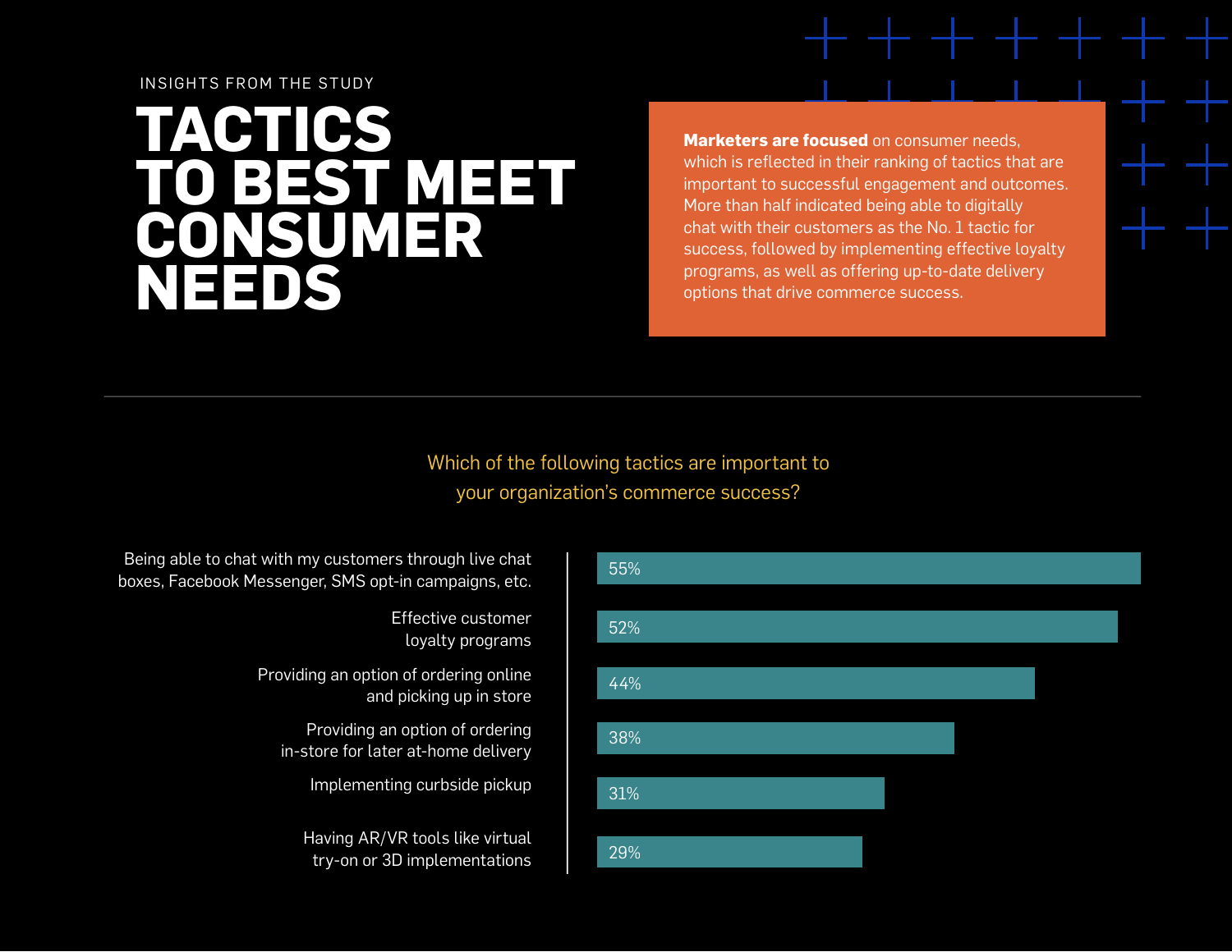INSIGHTS FROM THE STUDY

# TACTICS TO BEST MEET CONSUMER NEEDS

**Marketers are focused** on consumer needs, which is reflected in their ranking of tactics that are important to successful engagement and outcomes. More than half indicated being able to digitally chat with their customers as the No. 1 tactic for success, followed by implementing effective loyalty programs, as well as offering up-to-date delivery options that drive commerce success.

Which of the following tactics are important to your organization's commerce success?

| Tactic | Percentage |
| --- | --- |
| Being able to chat with my customers through live chat boxes, Facebook Messenger, SMS opt-in campaigns, etc. | 55% |
| Effective customer loyalty programs | 52% |
| Providing an option of ordering online and picking up in store | 44% |
| Providing an option of ordering in-store for later at-home delivery | 38% |
| Implementing curbside pickup | 31% |
| Having AR/VR tools like virtual try-on or 3D implementations | 29% |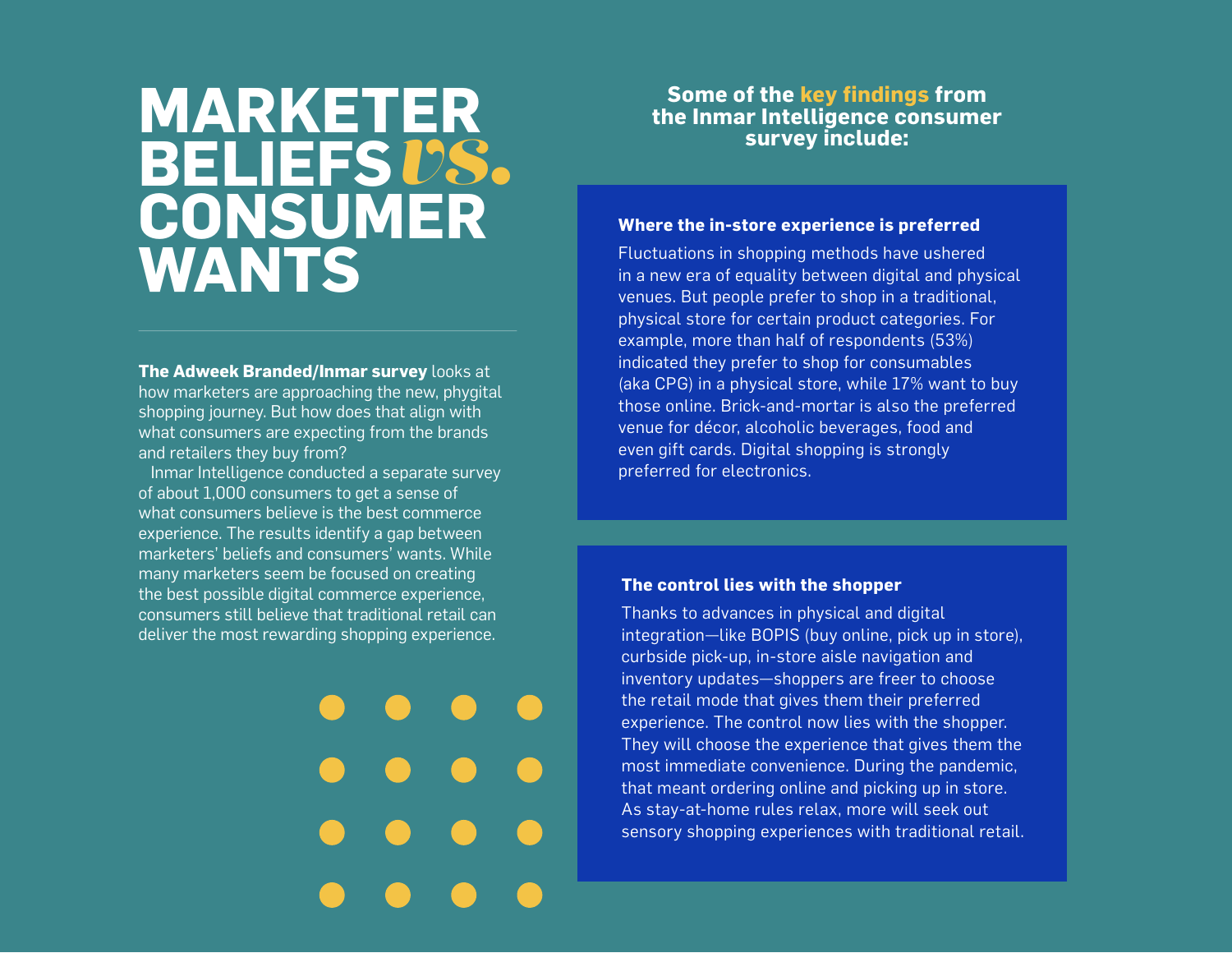# MARKETER BELIEFS *vs.* CONSUMER WANTS

**The Adweek Branded/Inmar survey** looks at how marketers are approaching the new, phygital shopping journey. But how does that align with what consumers are expecting from the brands and retailers they buy from?

Inmar Intelligence conducted a separate survey of about 1,000 consumers to get a sense of what consumers believe is the best commerce experience. The results identify a gap between marketers' beliefs and consumers' wants. While many marketers seem be focused on creating the best possible digital commerce experience, consumers still believe that traditional retail can deliver the most rewarding shopping experience.

## Some of the key findings from the Inmar Intelligence consumer survey include:

### Where the in-store experience is preferred

Fluctuations in shopping methods have ushered in a new era of equality between digital and physical venues. But people prefer to shop in a traditional, physical store for certain product categories. For example, more than half of respondents (53%) indicated they prefer to shop for consumables (aka CPG) in a physical store, while 17% want to buy those online. Brick-and-mortar is also the preferred venue for décor, alcoholic beverages, food and even gift cards. Digital shopping is strongly preferred for electronics.

### The control lies with the shopper

Thanks to advances in physical and digital integration—like BOPIS (buy online, pick up in store), curbside pick-up, in-store aisle navigation and inventory updates—shoppers are freer to choose the retail mode that gives them their preferred experience. The control now lies with the shopper. They will choose the experience that gives them the most immediate convenience. During the pandemic, that meant ordering online and picking up in store. As stay-at-home rules relax, more will seek out sensory shopping experiences with traditional retail.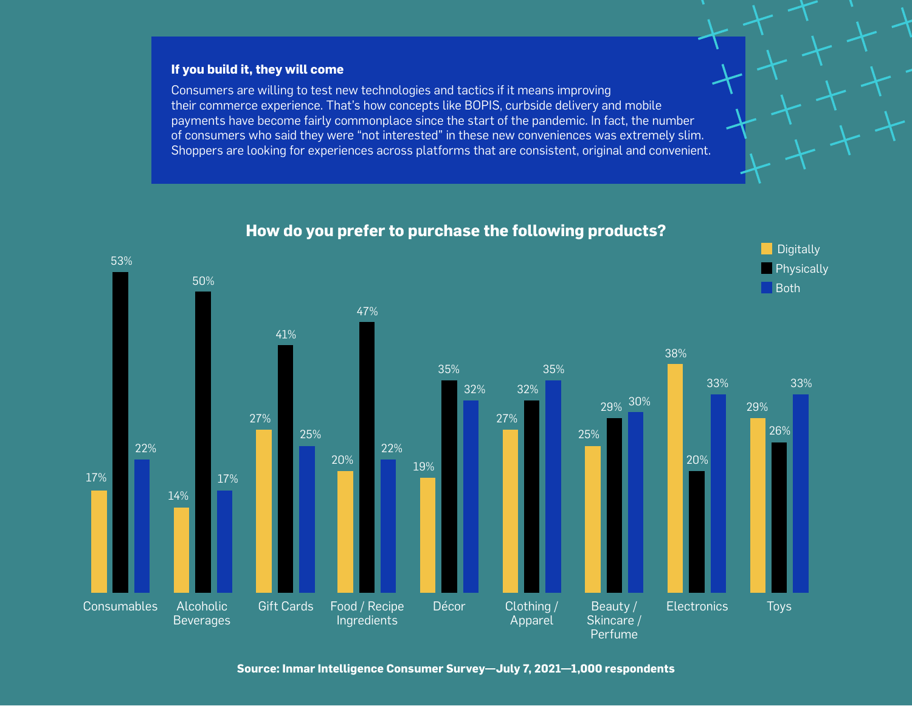### If you build it, they will come

Consumers are willing to test new technologies and tactics if it means improving their commerce experience. That's how concepts like BOPIS, curbside delivery and mobile payments have become fairly commonplace since the start of the pandemic. In fact, the number of consumers who said they were "not interested" in these new conveniences was extremely slim. Shoppers are looking for experiences across platforms that are consistent, original and convenient.

**How do you prefer to purchase the following products?**

| Product | Digitally | Physically | Both |
| --- | --- | --- | --- |
| Consumables | 17% | 53% | 22% |
| Alcoholic Beverages | 14% | 50% | 17% |
| Gift Cards | 27% | 41% | 25% |
| Food / Recipe Ingredients | 20% | 47% | 22% |
| Décor | 19% | 35% | 32% |
| Clothing / Apparel | 27% | 32% | 35% |
| Beauty / Skincare / Perfume | 25% | 29% | 30% |
| Electronics | 38% | 20% | 33% |
| Toys | 29% | 26% | 33% |

**Source: Inmar Intelligence Consumer Survey—July 7, 2021—1,000 respondents**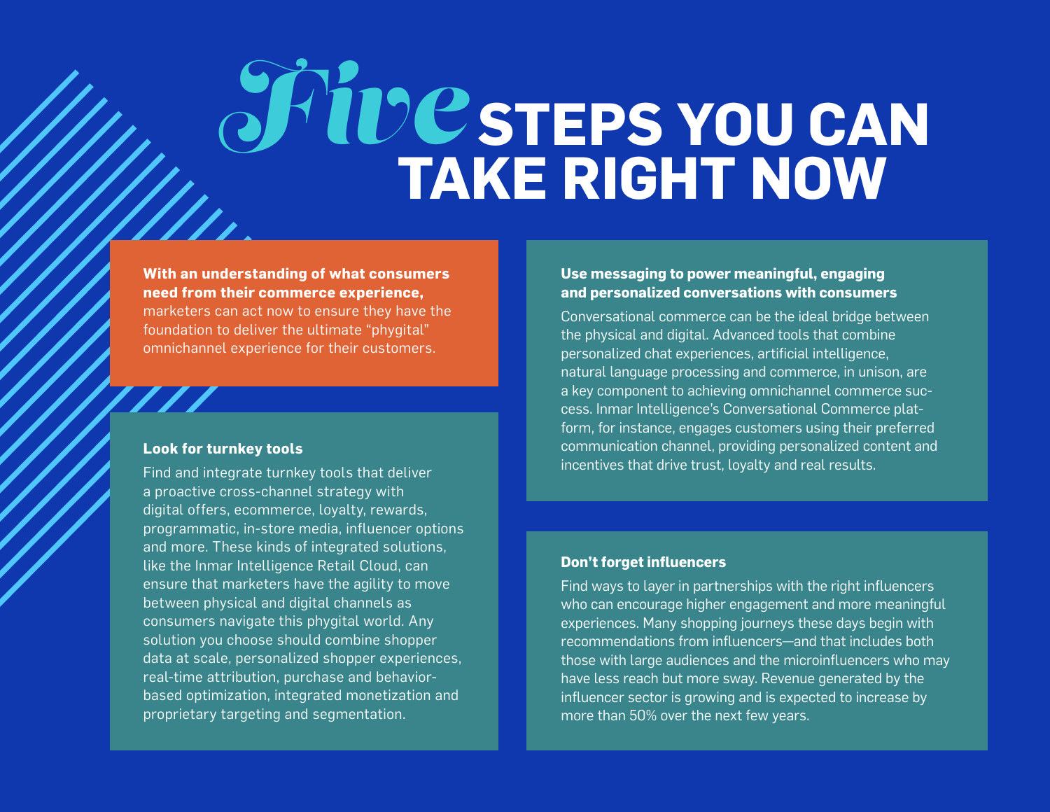# *Five* STEPS YOU CAN TAKE RIGHT NOW

**With an understanding of what consumers need from their commerce experience,** marketers can act now to ensure they have the foundation to deliver the ultimate "phygital" omnichannel experience for their customers.

### Look for turnkey tools

Find and integrate turnkey tools that deliver a proactive cross-channel strategy with digital offers, ecommerce, loyalty, rewards, programmatic, in-store media, influencer options and more. These kinds of integrated solutions, like the Inmar Intelligence Retail Cloud, can ensure that marketers have the agility to move between physical and digital channels as consumers navigate this phygital world. Any solution you choose should combine shopper data at scale, personalized shopper experiences, real-time attribution, purchase and behavior-based optimization, integrated monetization and proprietary targeting and segmentation.

### Use messaging to power meaningful, engaging and personalized conversations with consumers

Conversational commerce can be the ideal bridge between the physical and digital. Advanced tools that combine personalized chat experiences, artificial intelligence, natural language processing and commerce, in unison, are a key component to achieving omnichannel commerce success. Inmar Intelligence's Conversational Commerce platform, for instance, engages customers using their preferred communication channel, providing personalized content and incentives that drive trust, loyalty and real results.

### Don't forget influencers

Find ways to layer in partnerships with the right influencers who can encourage higher engagement and more meaningful experiences. Many shopping journeys these days begin with recommendations from influencers—and that includes both those with large audiences and the microinfluencers who may have less reach but more sway. Revenue generated by the influencer sector is growing and is expected to increase by more than 50% over the next few years.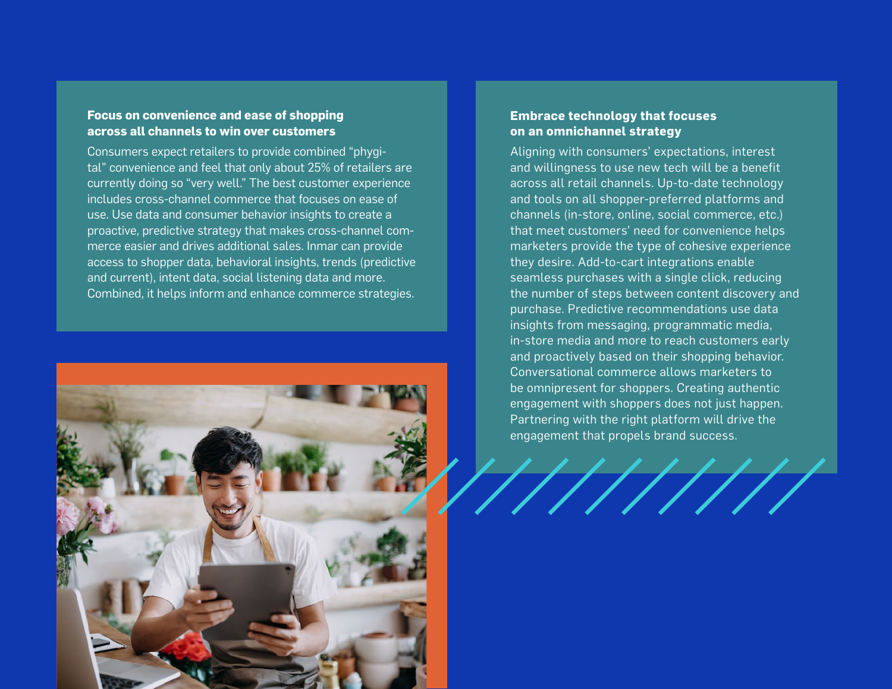### Focus on convenience and ease of shopping across all channels to win over customers

Consumers expect retailers to provide combined "phygital" convenience and feel that only about 25% of retailers are currently doing so "very well." The best customer experience includes cross-channel commerce that focuses on ease of use. Use data and consumer behavior insights to create a proactive, predictive strategy that makes cross-channel commerce easier and drives additional sales. Inmar can provide access to shopper data, behavioral insights, trends (predictive and current), intent data, social listening data and more. Combined, it helps inform and enhance commerce strategies.

### Embrace technology that focuses on an omnichannel strategy

Aligning with consumers' expectations, interest and willingness to use new tech will be a benefit across all retail channels. Up-to-date technology and tools on all shopper-preferred platforms and channels (in-store, online, social commerce, etc.) that meet customers' need for convenience helps marketers provide the type of cohesive experience they desire. Add-to-cart integrations enable seamless purchases with a single click, reducing the number of steps between content discovery and purchase. Predictive recommendations use data insights from messaging, programmatic media, in-store media and more to reach customers early and proactively based on their shopping behavior. Conversational commerce allows marketers to be omnipresent for shoppers. Creating authentic engagement with shoppers does not just happen. Partnering with the right platform will drive the engagement that propels brand success.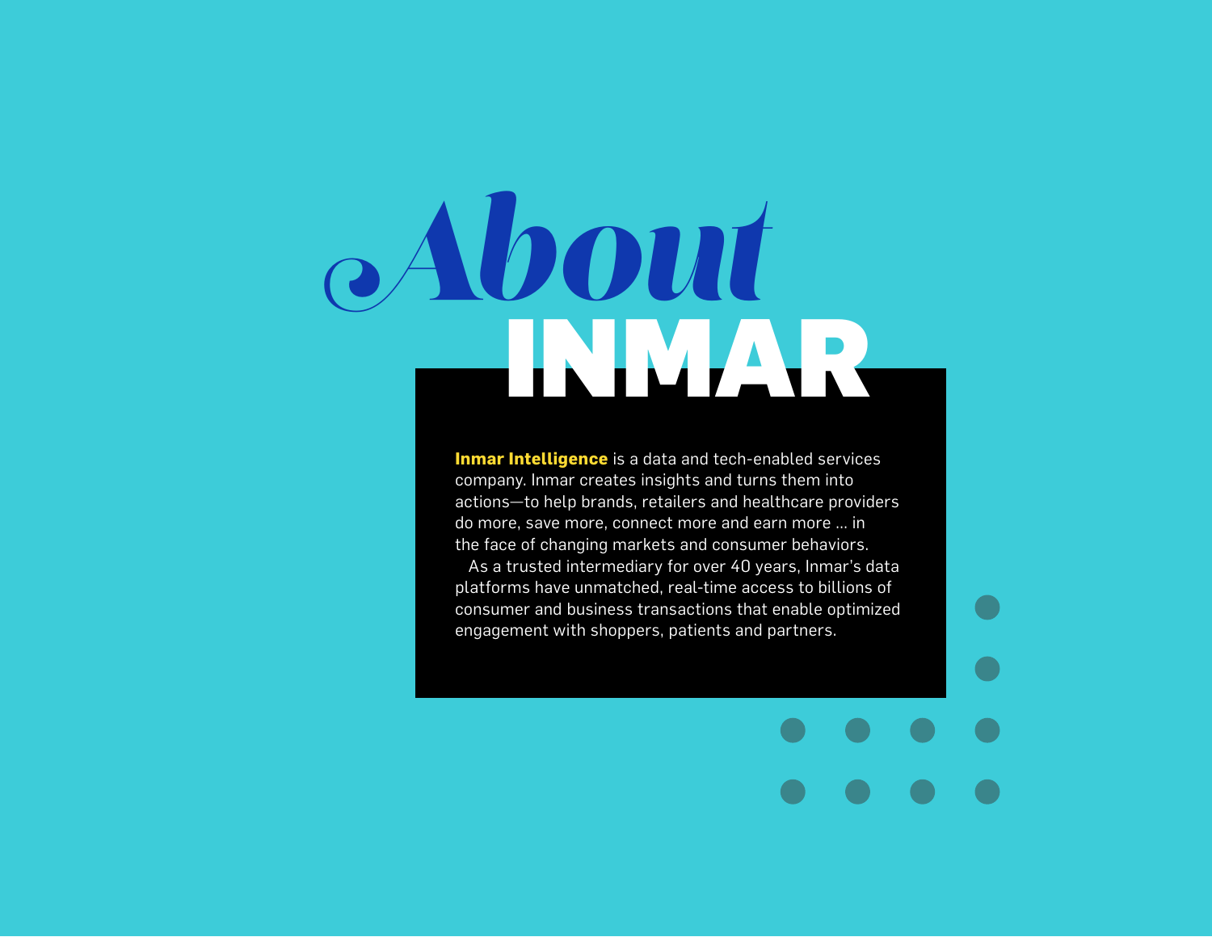# About INMAR

**Inmar Intelligence** is a data and tech-enabled services company. Inmar creates insights and turns them into actions—to help brands, retailers and healthcare providers do more, save more, connect more and earn more ... in the face of changing markets and consumer behaviors.

As a trusted intermediary for over 40 years, Inmar's data platforms have unmatched, real-time access to billions of consumer and business transactions that enable optimized engagement with shoppers, patients and partners.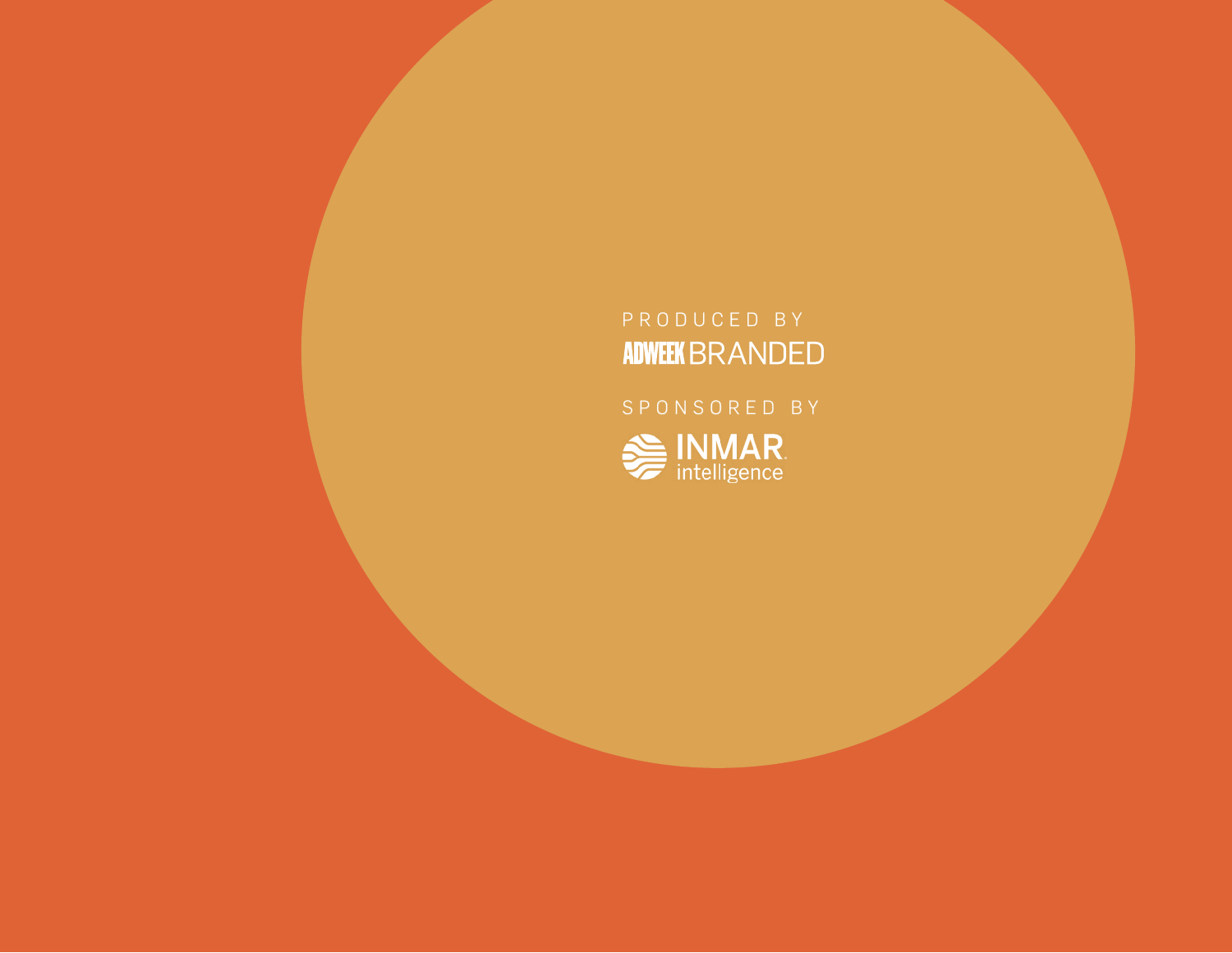PRODUCED BY

ADWEEK BRANDED

SPONSORED BY

INMAR intelligence